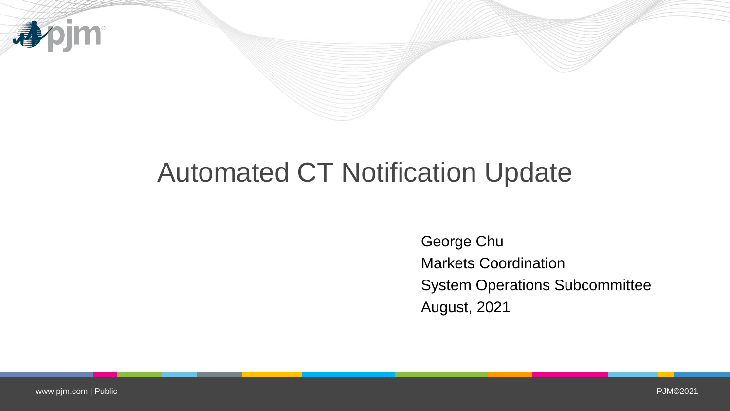# Automated CT Notification Update

George Chu
Markets Coordination
System Operations Subcommittee
August, 2021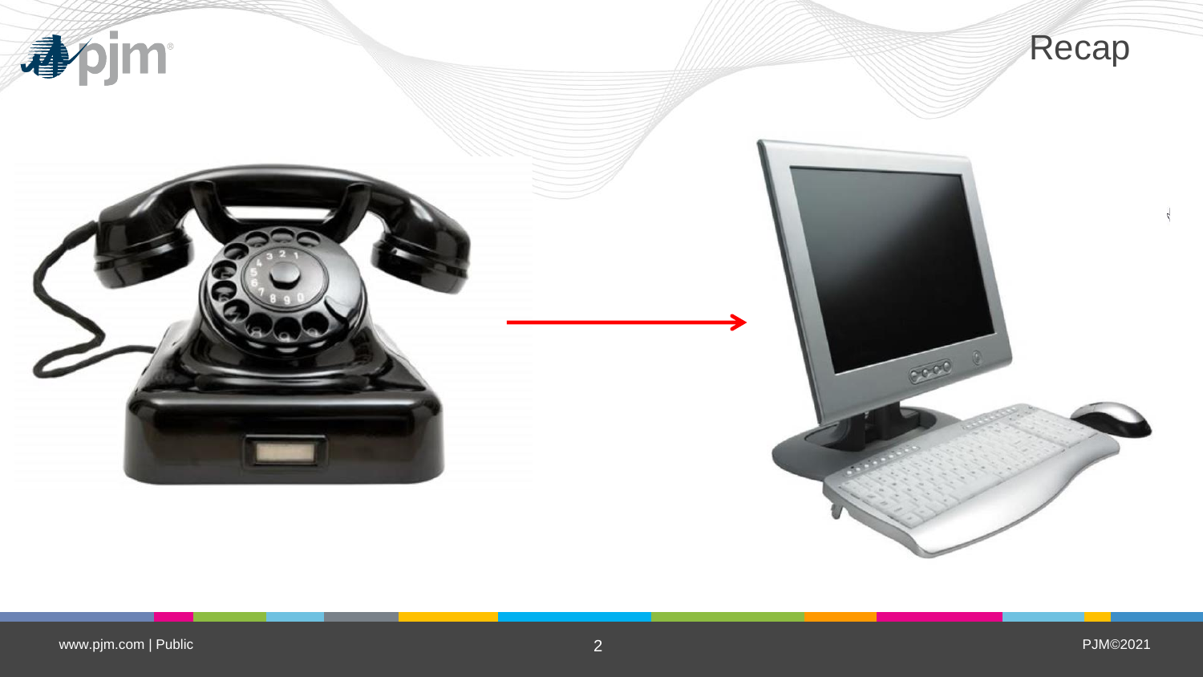# Recap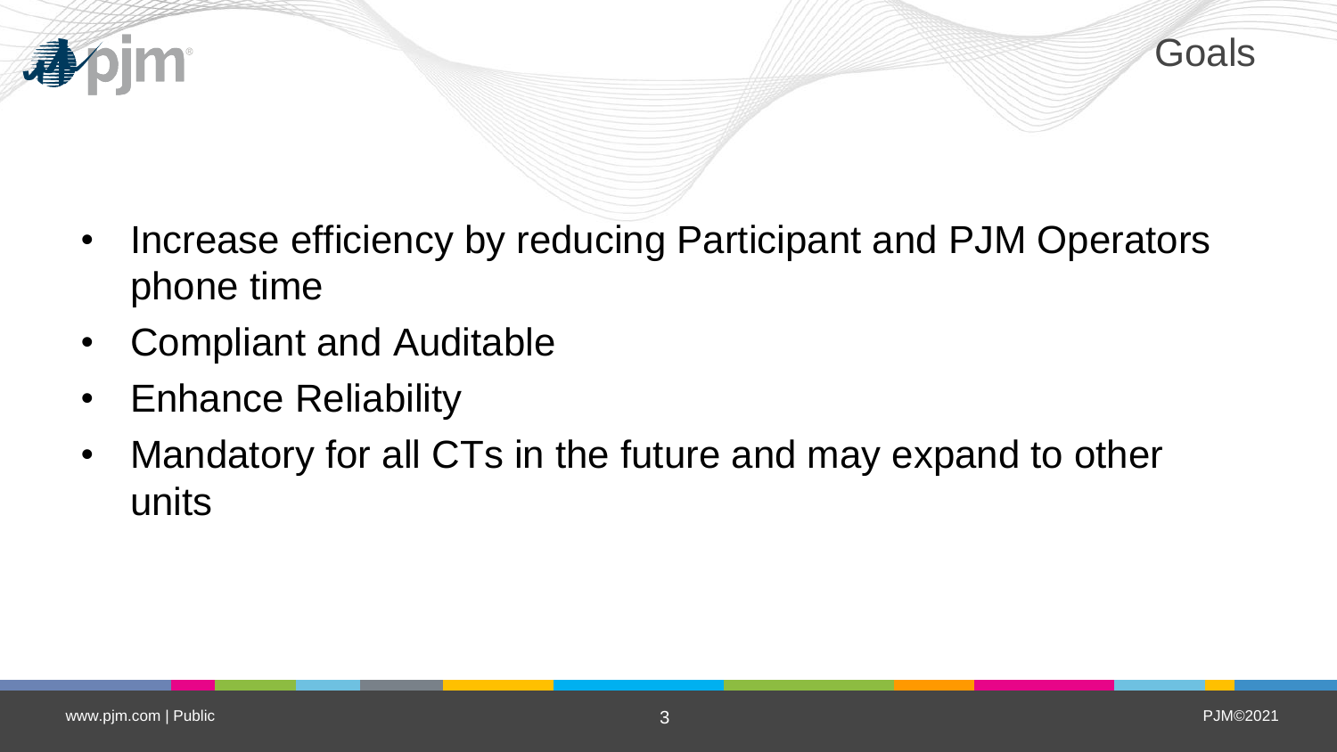# Goals

- Increase efficiency by reducing Participant and PJM Operators phone time
- Compliant and Auditable
- Enhance Reliability
- Mandatory for all CTs in the future and may expand to other units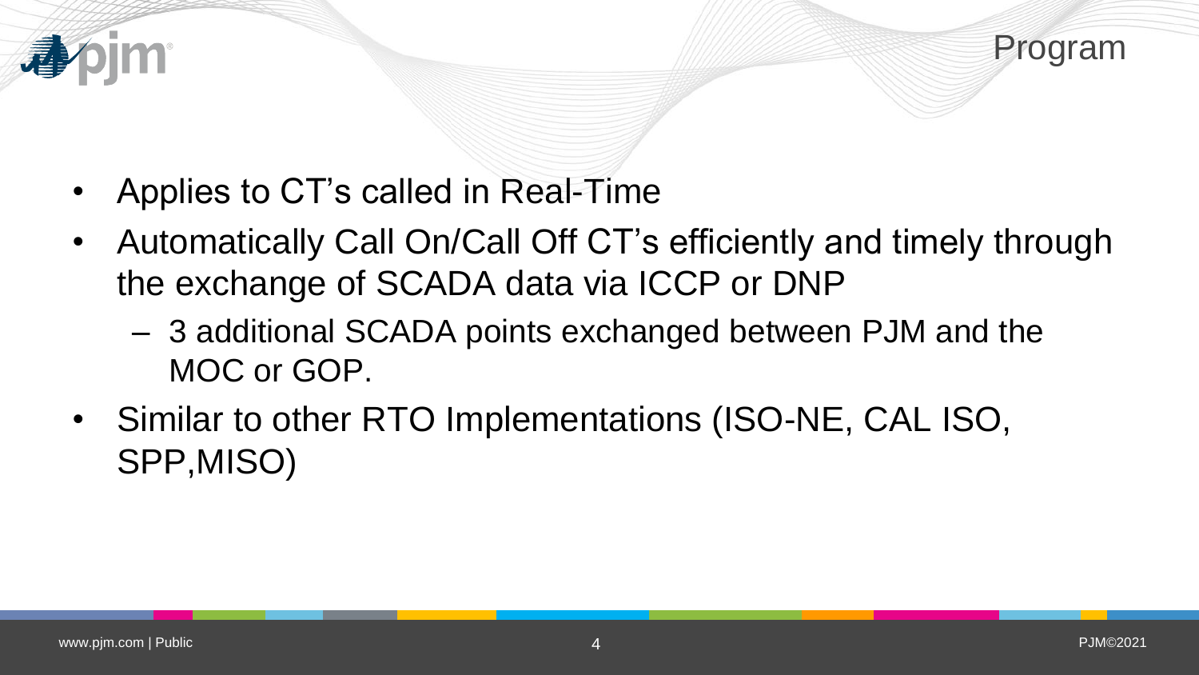# Program

- Applies to CT's called in Real-Time
- Automatically Call On/Call Off CT's efficiently and timely through the exchange of SCADA data via ICCP or DNP
  - 3 additional SCADA points exchanged between PJM and the MOC or GOP.
- Similar to other RTO Implementations (ISO-NE, CAL ISO, SPP,MISO)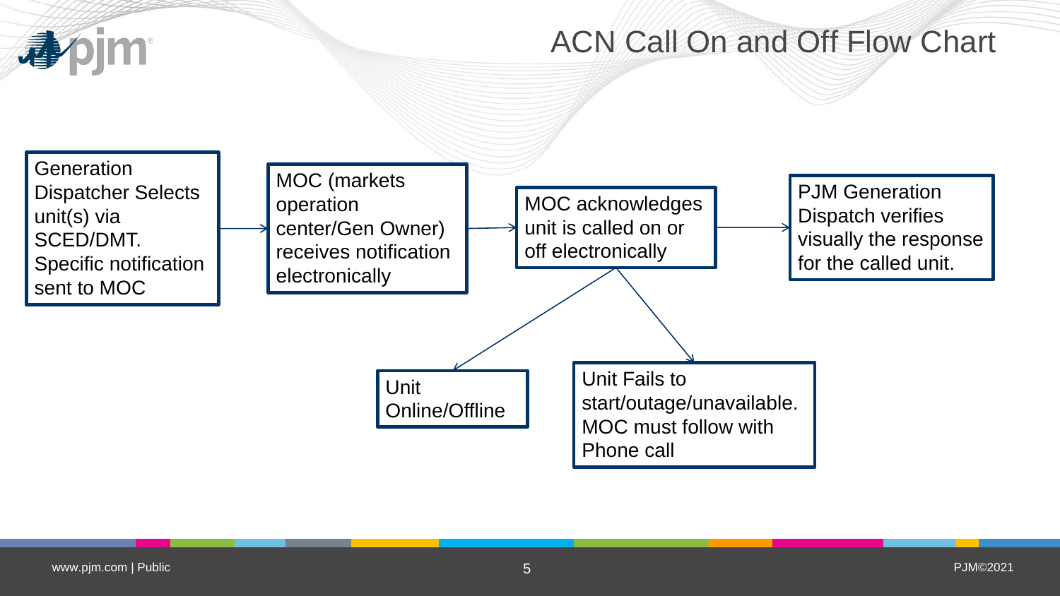# ACN Call On and Off Flow Chart

Generation Dispatcher Selects unit(s) via SCED/DMT. Specific notification sent to MOC

→ MOC (markets operation center/Gen Owner) receives notification electronically

→ MOC acknowledges unit is called on or off electronically

→ PJM Generation Dispatch verifies visually the response for the called unit.

MOC acknowledges unit is called on or off electronically:

- → Unit Online/Offline
- → Unit Fails to start/outage/unavailable. MOC must follow with Phone call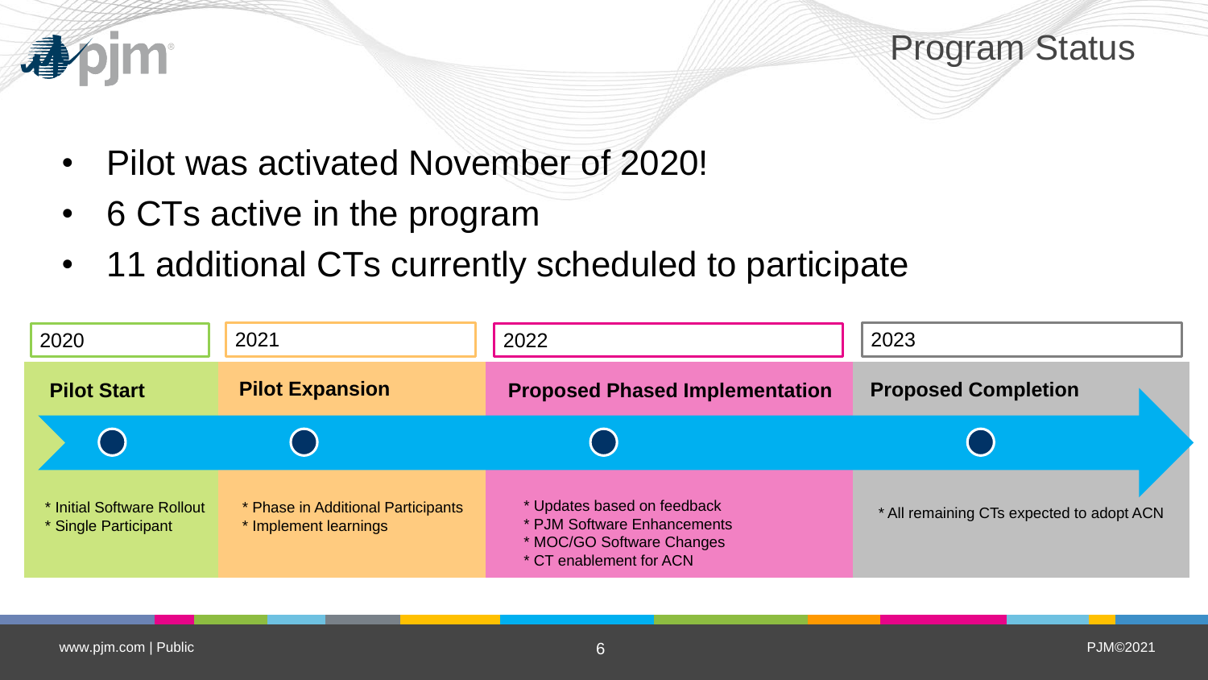# Program Status

- Pilot was activated November of 2020!
- 6 CTs active in the program
- 11 additional CTs currently scheduled to participate

| 2020 | 2021 | 2022 | 2023 |
| --- | --- | --- | --- |
| **Pilot Start** | **Pilot Expansion** | **Proposed Phased Implementation** | **Proposed Completion** |
| * Initial Software Rollout<br>* Single Participant | * Phase in Additional Participants<br>* Implement learnings | * Updates based on feedback<br>* PJM Software Enhancements<br>* MOC/GO Software Changes<br>* CT enablement for ACN | * All remaining CTs expected to adopt ACN |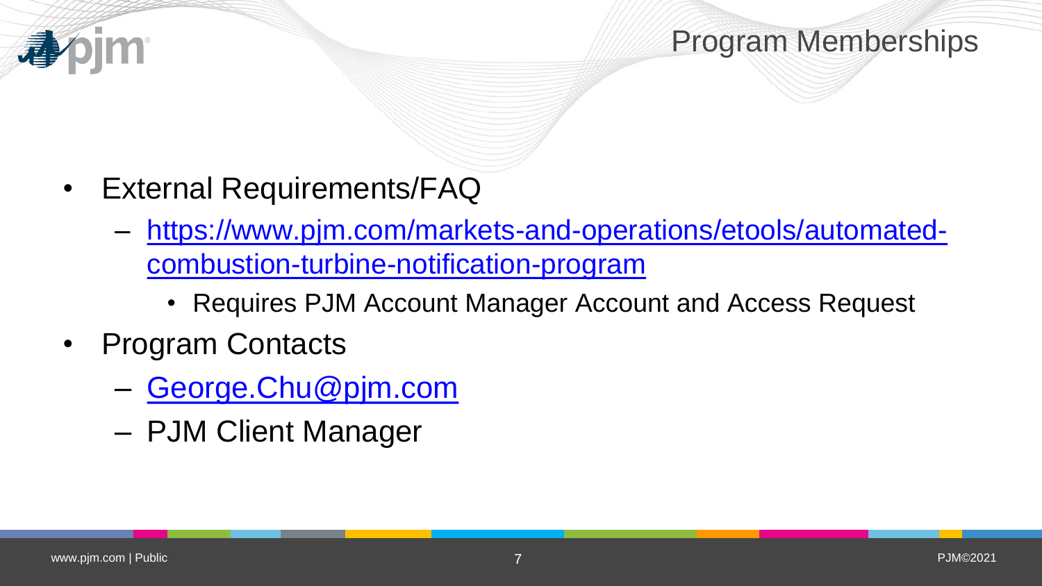# Program Memberships

- External Requirements/FAQ
  - https://www.pjm.com/markets-and-operations/etools/automated-combustion-turbine-notification-program
    - Requires PJM Account Manager Account and Access Request
- Program Contacts
  - George.Chu@pjm.com
  - PJM Client Manager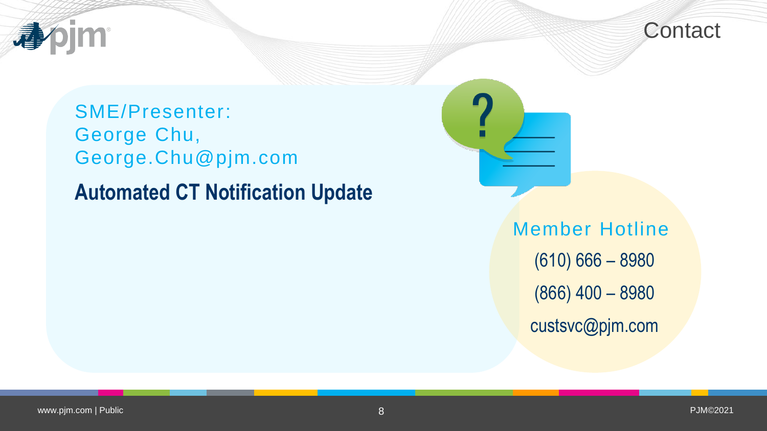# Contact

SME/Presenter:
George Chu,
George.Chu@pjm.com

**Automated CT Notification Update**

Member Hotline

(610) 666 – 8980

(866) 400 – 8980

custsvc@pjm.com